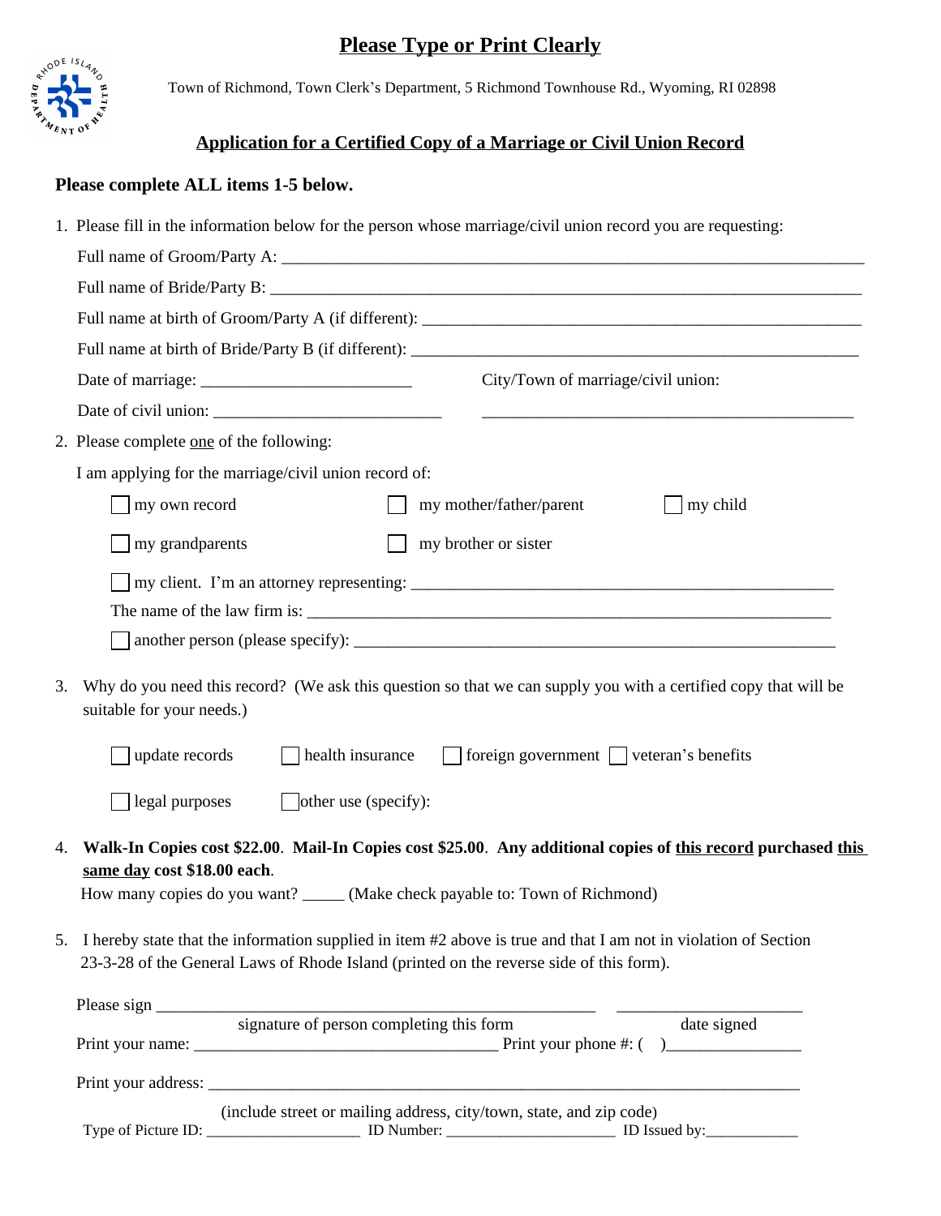# Please Type or Print Clearly

Town of Richmond, Town Clerk's Department, 5 Richmond Townhouse Rd., Wyoming, RI 02898

## Application for a Certified Copy of a Marriage or Civil Union Record

**Please complete ALL items 1-5 below.**

1. Please fill in the information below for the person whose marriage/civil union record you are requesting:

   Full name of Groom/Party A: ___________________________________________

   Full name of Bride/Party B: ___________________________________________

   Full name at birth of Groom/Party A (if different): ___________________________________________

   Full name at birth of Bride/Party B (if different): ___________________________________________

   Date of marriage: _________________________ City/Town of marriage/civil union:

   Date of civil union: _________________________ ___________________________________________

2. Please complete one of the following:

   I am applying for the marriage/civil union record of:

   - ☐ my own record
   - ☐ my mother/father/parent
   - ☐ my child
   - ☐ my grandparents
   - ☐ my brother or sister
   - ☐ my client. I'm an attorney representing: ___________________________________________

     The name of the law firm is: ___________________________________________
   - ☐ another person (please specify): ___________________________________________

3. Why do you need this record? (We ask this question so that we can supply you with a certified copy that will be suitable for your needs.)

   - ☐ update records
   - ☐ health insurance
   - ☐ foreign government
   - ☐ veteran's benefits
   - ☐ legal purposes
   - ☐ other use (specify):

4. **Walk-In Copies cost $22.00. Mail-In Copies cost $25.00. Any additional copies of this record purchased this same day cost $18.00 each.**

   How many copies do you want? _____ (Make check payable to: Town of Richmond)

5. I hereby state that the information supplied in item #2 above is true and that I am not in violation of Section 23-3-28 of the General Laws of Rhode Island (printed on the reverse side of this form).

Please sign ___________________________________________ _______________________

signature of person completing this form date signed

Print your name: ___________________________________ Print your phone #: ( )________________

Print your address: ___________________________________________

(include street or mailing address, city/town, state, and zip code)

Type of Picture ID: ____________________ ID Number: ______________________ ID Issued by:____________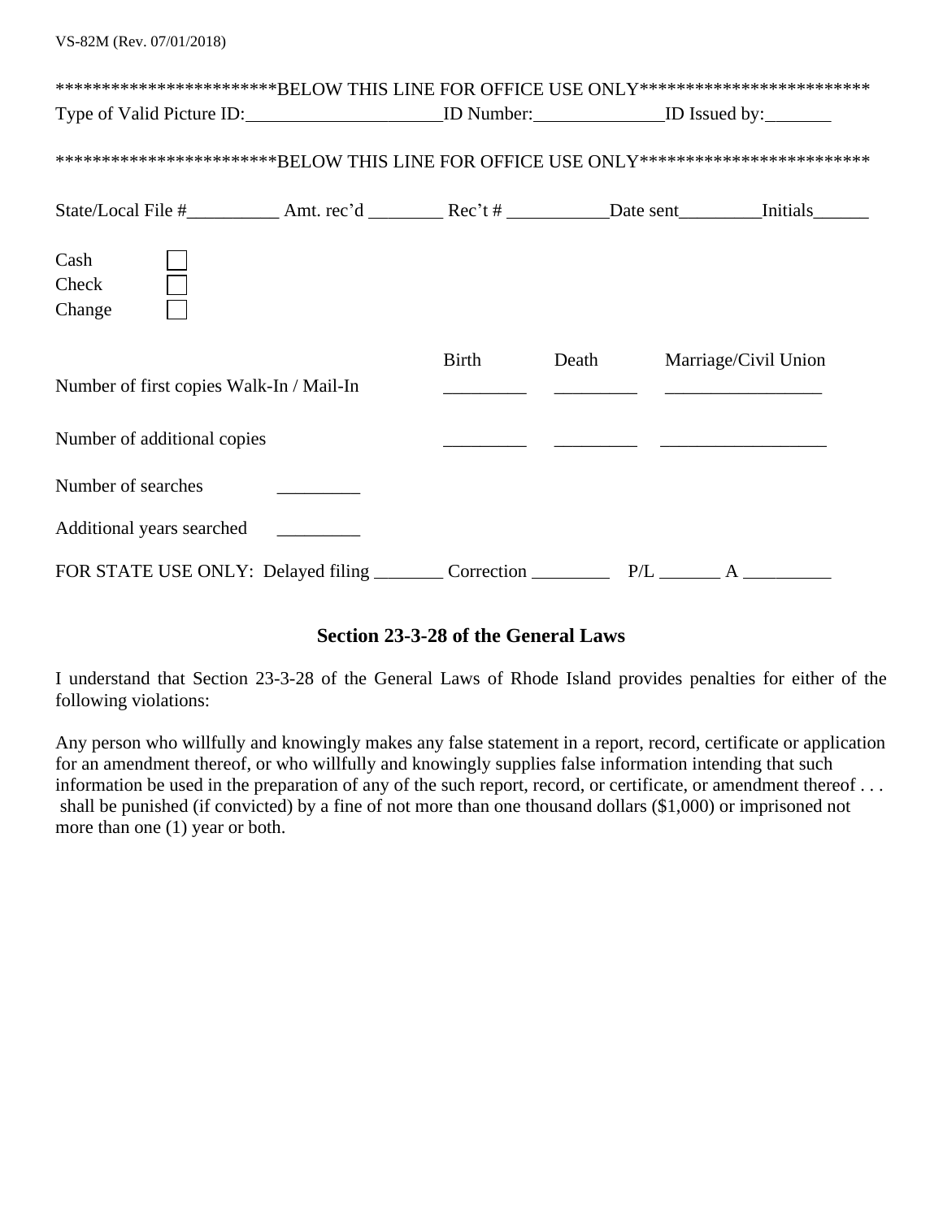VS-82M (Rev. 07/01/2018)

************************BELOW THIS LINE FOR OFFICE USE ONLY*************************

Type of Valid Picture ID:_____________________ID Number:______________ID Issued by:_______

************************BELOW THIS LINE FOR OFFICE USE ONLY*************************

State/Local File #__________ Amt. rec'd ________ Rec't # ___________Date sent_________Initials______

Cash ☐
Check ☐
Change ☐

| | Birth | Death | Marriage/Civil Union |
|---|---|---|---|
| Number of first copies Walk-In / Mail-In | _________ | _________ | _________________ |
| Number of additional copies | _________ | _________ | __________________ |

Number of searches _________

Additional years searched _________

FOR STATE USE ONLY: Delayed filing ________ Correction ________ P/L _______ A _________

### Section 23-3-28 of the General Laws

I understand that Section 23-3-28 of the General Laws of Rhode Island provides penalties for either of the following violations:

Any person who willfully and knowingly makes any false statement in a report, record, certificate or application for an amendment thereof, or who willfully and knowingly supplies false information intending that such information be used in the preparation of any of the such report, record, or certificate, or amendment thereof . . . shall be punished (if convicted) by a fine of not more than one thousand dollars ($1,000) or imprisoned not more than one (1) year or both.